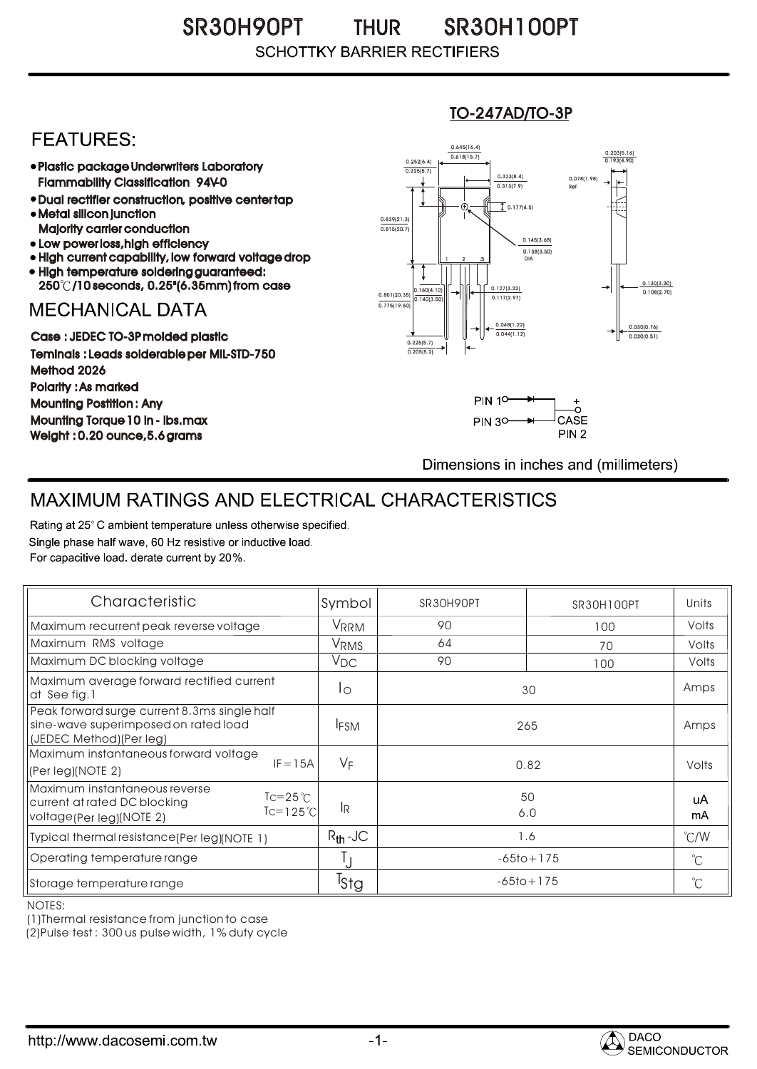# SR30H90PT THUR SR30H100PT

SCHOTTKY BARRIER RECTIFIERS

TO-247AD/TO-3P

## FEATURES:

- Plastic package Underwriters Laboratory Flammability Classification 94V-0
- Dual rectifier construction, positive center tap
- Metal silicon junction Majority carrier conduction
- Low power loss, high efficiency
- High current capability, low forward voltage drop
- High temperature soldering guaranteed: 250℃/10 seconds, 0.25"(6.35mm) from case

## MECHANICAL DATA

Case : JEDEC TO-3P molded plastic

Teminals : Leads solderable per MIL-STD-750 Method 2026

Polarity : As marked

Mounting Postition : Any

Mounting Torque 10 in - lbs.max

Weight : 0.20 ounce,5.6 grams

PIN 1, PIN 3, CASE PIN 2 (+)

Dimensions in inches and (millimeters)

## MAXIMUM RATINGS AND ELECTRICAL CHARACTERISTICS

Rating at 25° C ambient temperature unless otherwise specified.
Single phase half wave, 60 Hz resistive or inductive load.
For capacitive load. derate current by 20%.

| Characteristic | Symbol | SR30H90PT | SR30H100PT | Units |
|---|---|---|---|---|
| Maximum recurrent peak reverse voltage | $V_{RRM}$ | 90 | 100 | Volts |
| Maximum RMS voltage | $V_{RMS}$ | 64 | 70 | Volts |
| Maximum DC blocking voltage | $V_{DC}$ | 90 | 100 | Volts |
| Maximum average forward rectified current at See fig.1 | $I_O$ | 30 | | Amps |
| Peak forward surge current 8.3ms single half sine-wave superimposed on rated load (JEDEC Method)(Per leg) | $I_{FSM}$ | 265 | | Amps |
| Maximum instantaneous forward voltage (Per leg)(NOTE 2) IF=15A | $V_F$ | 0.82 | | Volts |
| Maximum instantaneous reverse current at rated DC blocking voltage(Per leg)(NOTE 2) $T_C$=25℃ / $T_C$=125℃ | $I_R$ | 50 / 6.0 | | uA / mA |
| Typical thermal resistance(Per leg)(NOTE 1) | $R_{th}$-JC | 1.6 | | ℃/W |
| Operating temperature range | $T_J$ | -65to+175 | | ℃ |
| Storage temperature range | $T_{Stg}$ | -65to+175 | | ℃ |

NOTES:
(1)Thermal resistance from junction to case
(2)Pulse test : 300 us pulse width, 1% duty cycle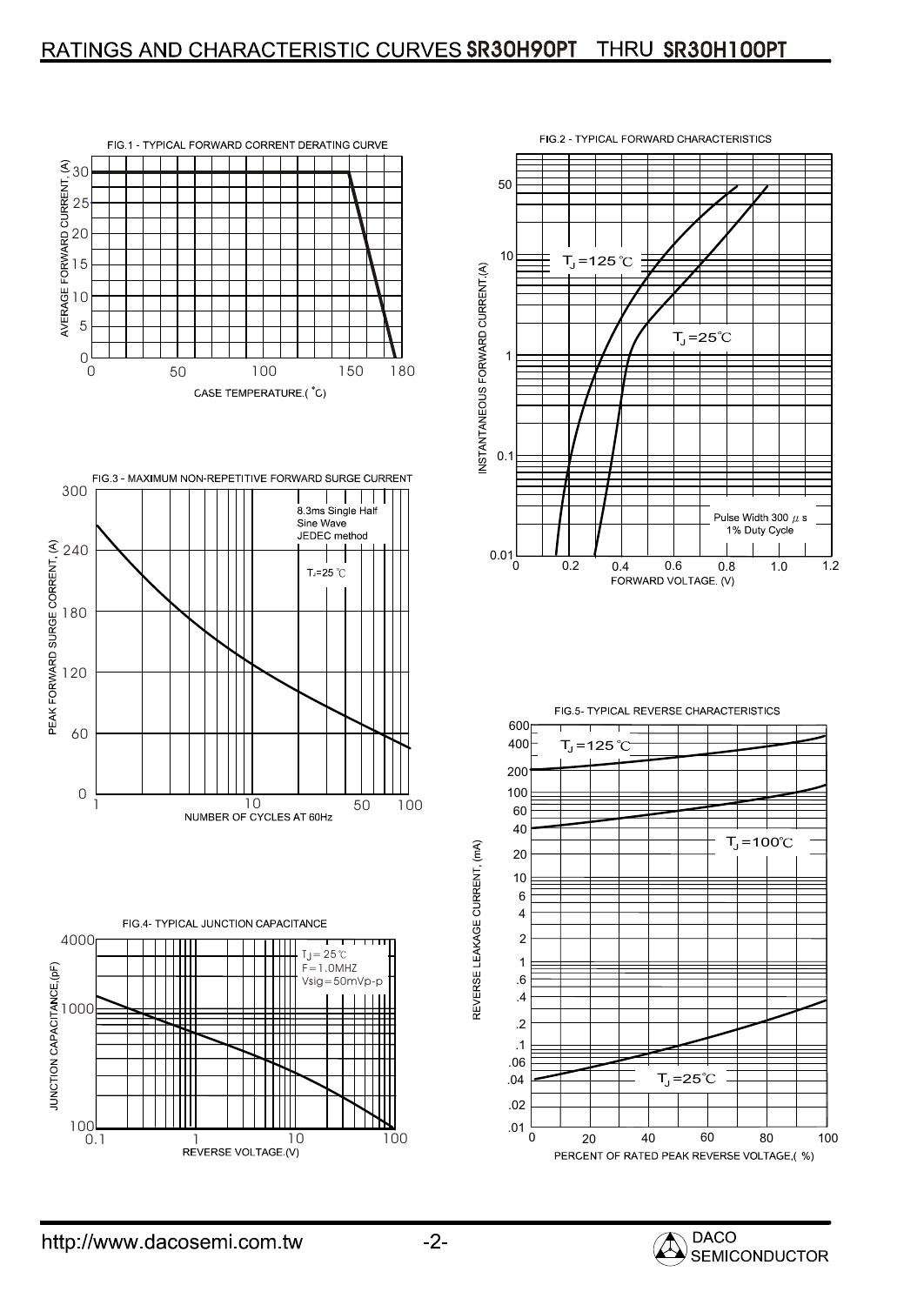# RATINGS AND CHARACTERISTIC CURVES SR30H90PT THRU SR30H100PT

FIG.1 - TYPICAL FORWARD CORRENT DERATING CURVE

AVERAGE FORWARD CURRENT, (A)

30
25
20
15
10
5
0

0 50 100 150 180

CASE TEMPERATURE.( °C)

FIG.2 - TYPICAL FORWARD CHARACTERISTICS

INSTANTANEOUS FORWARD CURRENT,(A)

50
10
1
0.1
0.01

$T_J$=125 ℃

$T_J$=25℃

Pulse Width 300 $\mu$ s
1% Duty Cycle

0 0.2 0.4 0.6 0.8 1.0 1.2

FORWARD VOLTAGE. (V)

FIG.3 - MAXIMUM NON-REPETITIVE FORWARD SURGE CURRENT

PEAK FORWARD SURGE CORRENT, (A)

300
240
180
120
60
0

8.3ms Single Half
Sine Wave
JEDEC method

$T_J$=25 ℃

1 10 50 100

NUMBER OF CYCLES AT 60Hz

FIG.4- TYPICAL JUNCTION CAPACITANCE

JUNCTION CAPACITANCE,(pF)

4000
1000
100

$T_J$= 25 ℃
F=1.0MHZ
Vsig=50mVp-p

0.1 1 10 100

REVERSE VOLTAGE.(V)

FIG.5- TYPICAL REVERSE CHARACTERISTICS

REVERSE LEAKAGE CURRENT, (mA)

600
400
200
100
60
40
20
10
6
4
2
1
.6
.4
.2
.1
.06
.04
.02
.01

$T_J$=125 ℃

$T_J$=100℃

$T_J$=25℃

0 20 40 60 80 100

PERCENT OF RATED PEAK REVERSE VOLTAGE,( %)

http://www.dacosemi.com.tw

DACO SEMICONDUCTOR